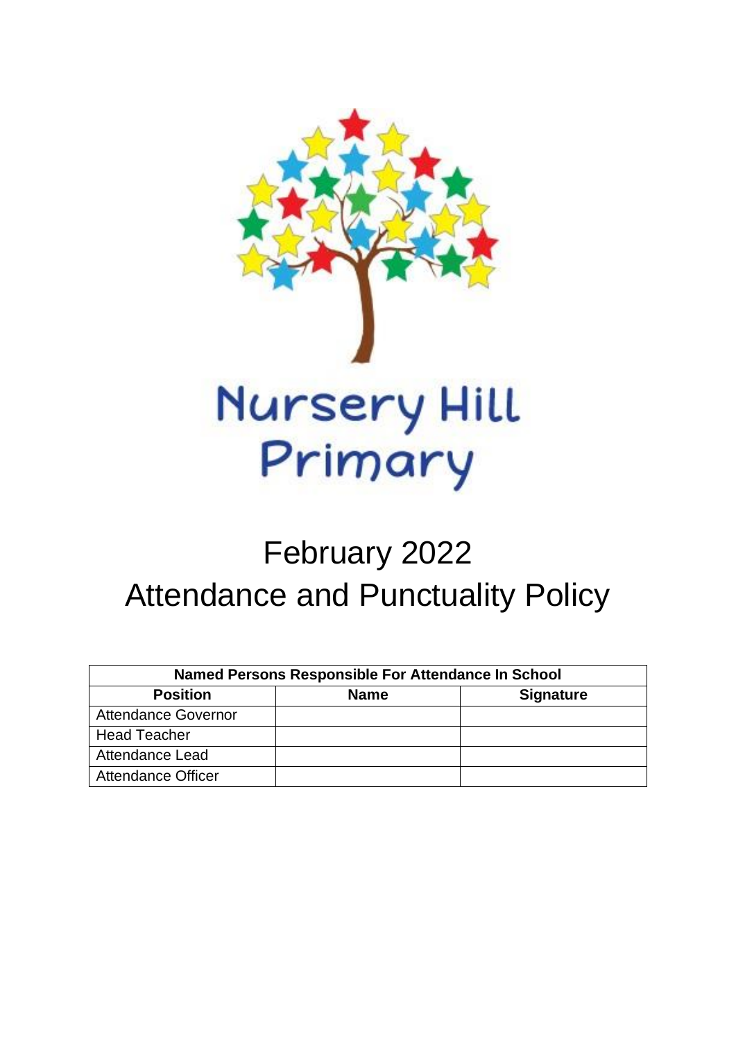Nursery Hill Primary

# February 2022
# Attendance and Punctuality Policy

| Named Persons Responsible For Attendance In School | | |
|---|---|---|
| **Position** | **Name** | **Signature** |
| Attendance Governor | | |
| Head Teacher | | |
| Attendance Lead | | |
| Attendance Officer | | |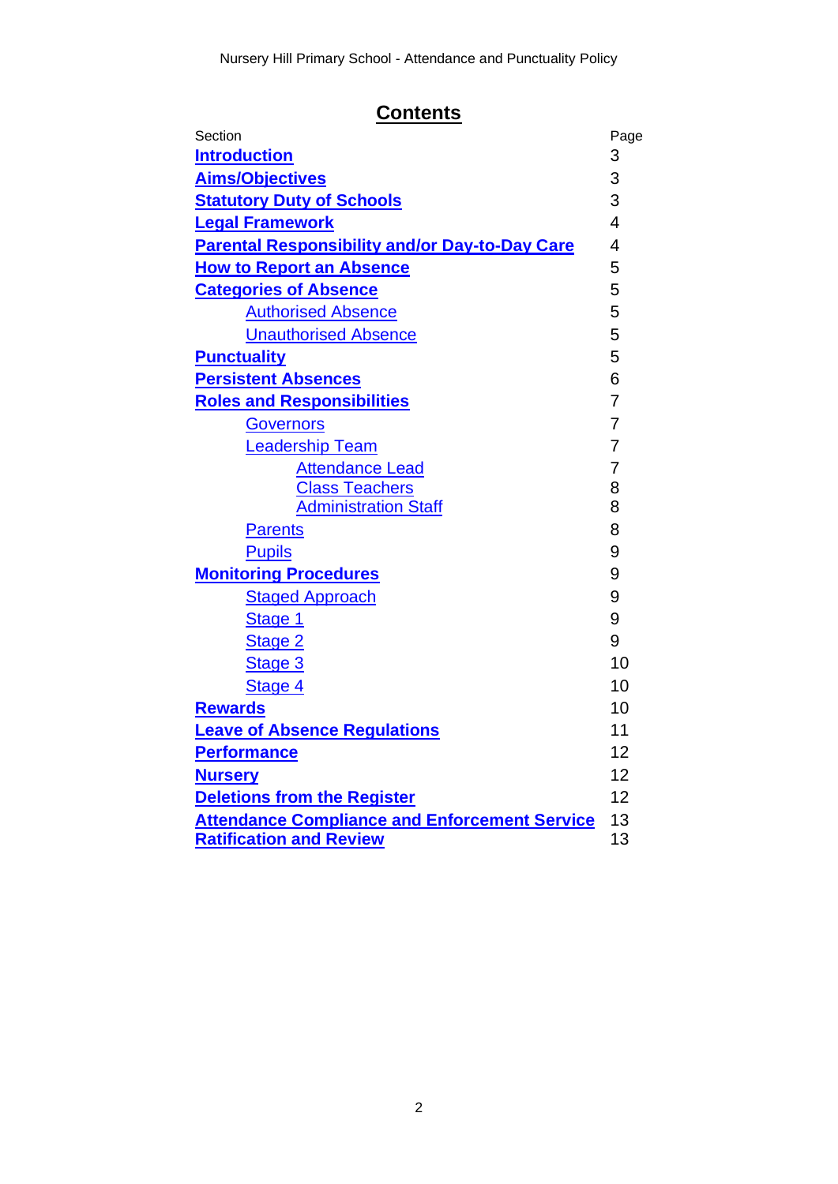## Contents

| Section | Page |
|---|---|
| **Introduction** | 3 |
| **Aims/Objectives** | 3 |
| **Statutory Duty of Schools** | 3 |
| **Legal Framework** | 4 |
| **Parental Responsibility and/or Day-to-Day Care** | 4 |
| **How to Report an Absence** | 5 |
| **Categories of Absence** | 5 |
| Authorised Absence | 5 |
| Unauthorised Absence | 5 |
| **Punctuality** | 5 |
| **Persistent Absences** | 6 |
| **Roles and Responsibilities** | 7 |
| Governors | 7 |
| Leadership Team | 7 |
| Attendance Lead | 7 |
| Class Teachers | 8 |
| Administration Staff | 8 |
| Parents | 8 |
| Pupils | 9 |
| **Monitoring Procedures** | 9 |
| Staged Approach | 9 |
| Stage 1 | 9 |
| Stage 2 | 9 |
| Stage 3 | 10 |
| Stage 4 | 10 |
| **Rewards** | 10 |
| **Leave of Absence Regulations** | 11 |
| **Performance** | 12 |
| **Nursery** | 12 |
| **Deletions from the Register** | 12 |
| **Attendance Compliance and Enforcement Service** | 13 |
| **Ratification and Review** | 13 |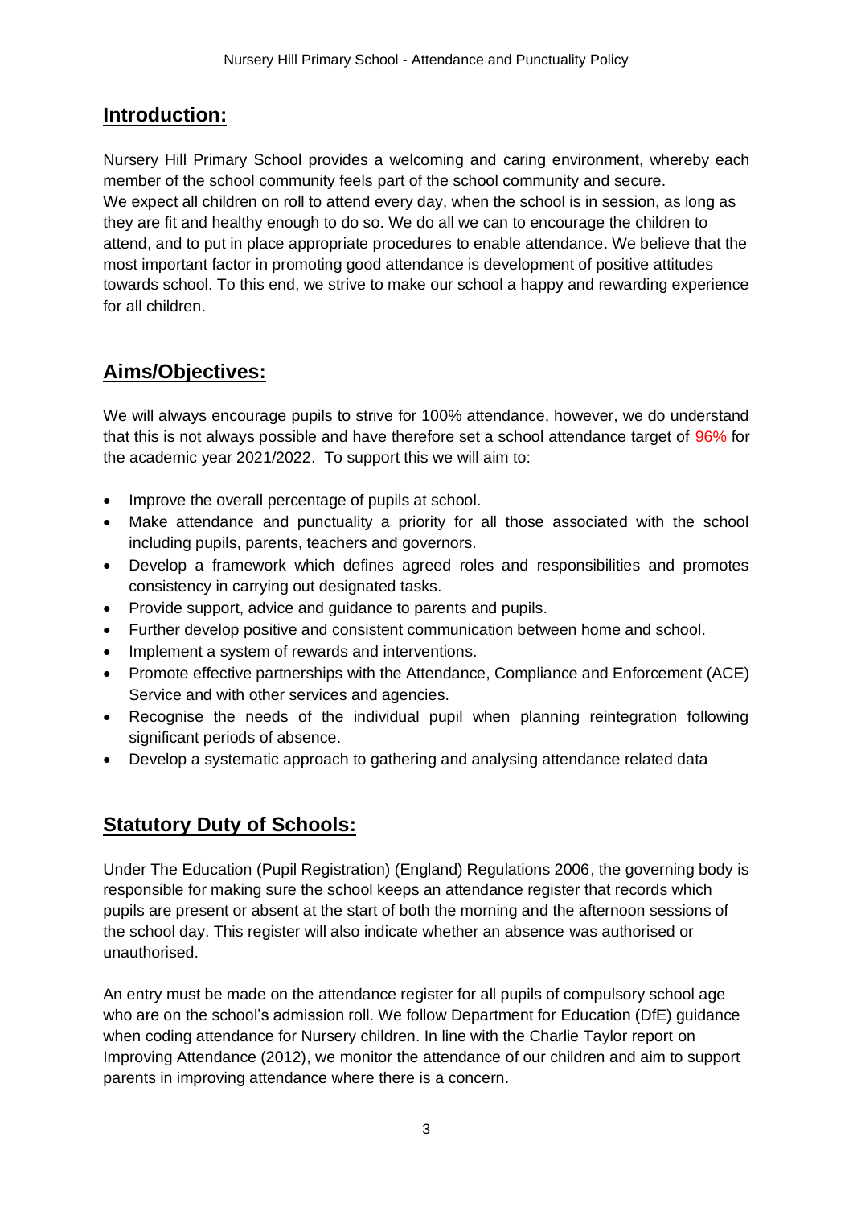## Introduction:

Nursery Hill Primary School provides a welcoming and caring environment, whereby each member of the school community feels part of the school community and secure.
We expect all children on roll to attend every day, when the school is in session, as long as they are fit and healthy enough to do so. We do all we can to encourage the children to attend, and to put in place appropriate procedures to enable attendance. We believe that the most important factor in promoting good attendance is development of positive attitudes towards school. To this end, we strive to make our school a happy and rewarding experience for all children.

## Aims/Objectives:

We will always encourage pupils to strive for 100% attendance, however, we do understand that this is not always possible and have therefore set a school attendance target of 96% for the academic year 2021/2022. To support this we will aim to:

- Improve the overall percentage of pupils at school.
- Make attendance and punctuality a priority for all those associated with the school including pupils, parents, teachers and governors.
- Develop a framework which defines agreed roles and responsibilities and promotes consistency in carrying out designated tasks.
- Provide support, advice and guidance to parents and pupils.
- Further develop positive and consistent communication between home and school.
- Implement a system of rewards and interventions.
- Promote effective partnerships with the Attendance, Compliance and Enforcement (ACE) Service and with other services and agencies.
- Recognise the needs of the individual pupil when planning reintegration following significant periods of absence.
- Develop a systematic approach to gathering and analysing attendance related data

## Statutory Duty of Schools:

Under The Education (Pupil Registration) (England) Regulations 2006, the governing body is responsible for making sure the school keeps an attendance register that records which pupils are present or absent at the start of both the morning and the afternoon sessions of the school day. This register will also indicate whether an absence was authorised or unauthorised.

An entry must be made on the attendance register for all pupils of compulsory school age who are on the school's admission roll. We follow Department for Education (DfE) guidance when coding attendance for Nursery children. In line with the Charlie Taylor report on Improving Attendance (2012), we monitor the attendance of our children and aim to support parents in improving attendance where there is a concern.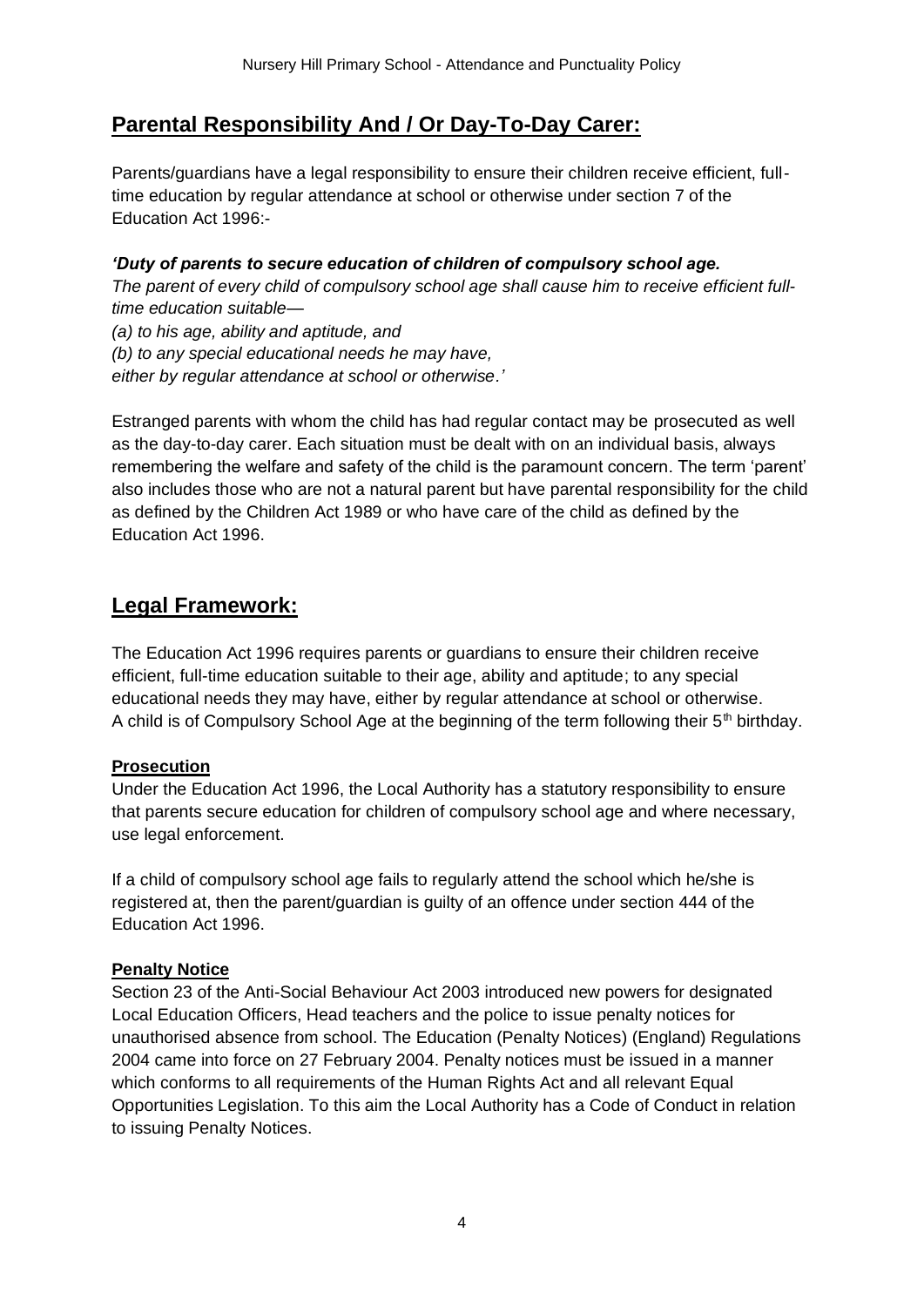## Parental Responsibility And / Or Day-To-Day Carer:

Parents/guardians have a legal responsibility to ensure their children receive efficient, full-time education by regular attendance at school or otherwise under section 7 of the Education Act 1996:-

***'Duty of parents to secure education of children of compulsory school age.***
*The parent of every child of compulsory school age shall cause him to receive efficient full-time education suitable—*
*(a) to his age, ability and aptitude, and*
*(b) to any special educational needs he may have,*
*either by regular attendance at school or otherwise.'*

Estranged parents with whom the child has had regular contact may be prosecuted as well as the day-to-day carer. Each situation must be dealt with on an individual basis, always remembering the welfare and safety of the child is the paramount concern. The term 'parent' also includes those who are not a natural parent but have parental responsibility for the child as defined by the Children Act 1989 or who have care of the child as defined by the Education Act 1996.

## Legal Framework:

The Education Act 1996 requires parents or guardians to ensure their children receive efficient, full-time education suitable to their age, ability and aptitude; to any special educational needs they may have, either by regular attendance at school or otherwise.
A child is of Compulsory School Age at the beginning of the term following their 5th birthday.

### Prosecution

Under the Education Act 1996, the Local Authority has a statutory responsibility to ensure that parents secure education for children of compulsory school age and where necessary, use legal enforcement.

If a child of compulsory school age fails to regularly attend the school which he/she is registered at, then the parent/guardian is guilty of an offence under section 444 of the Education Act 1996.

### Penalty Notice

Section 23 of the Anti-Social Behaviour Act 2003 introduced new powers for designated Local Education Officers, Head teachers and the police to issue penalty notices for unauthorised absence from school. The Education (Penalty Notices) (England) Regulations 2004 came into force on 27 February 2004. Penalty notices must be issued in a manner which conforms to all requirements of the Human Rights Act and all relevant Equal Opportunities Legislation. To this aim the Local Authority has a Code of Conduct in relation to issuing Penalty Notices.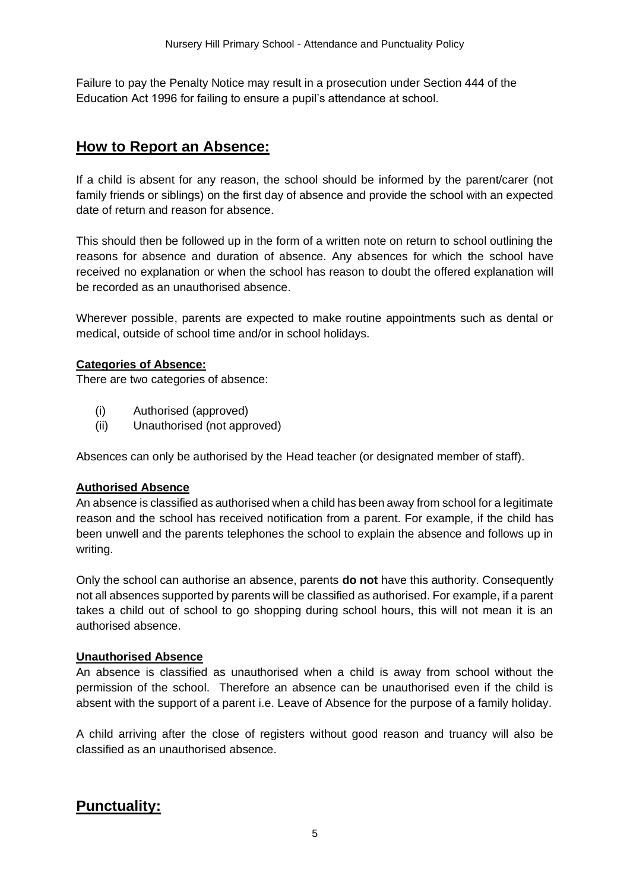Failure to pay the Penalty Notice may result in a prosecution under Section 444 of the Education Act 1996 for failing to ensure a pupil's attendance at school.

## How to Report an Absence:

If a child is absent for any reason, the school should be informed by the parent/carer (not family friends or siblings) on the first day of absence and provide the school with an expected date of return and reason for absence.

This should then be followed up in the form of a written note on return to school outlining the reasons for absence and duration of absence. Any absences for which the school have received no explanation or when the school has reason to doubt the offered explanation will be recorded as an unauthorised absence.

Wherever possible, parents are expected to make routine appointments such as dental or medical, outside of school time and/or in school holidays.

### Categories of Absence:

There are two categories of absence:

(i) Authorised (approved)

(ii) Unauthorised (not approved)

Absences can only be authorised by the Head teacher (or designated member of staff).

### Authorised Absence

An absence is classified as authorised when a child has been away from school for a legitimate reason and the school has received notification from a parent. For example, if the child has been unwell and the parents telephones the school to explain the absence and follows up in writing.

Only the school can authorise an absence, parents **do not** have this authority. Consequently not all absences supported by parents will be classified as authorised. For example, if a parent takes a child out of school to go shopping during school hours, this will not mean it is an authorised absence.

### Unauthorised Absence

An absence is classified as unauthorised when a child is away from school without the permission of the school. Therefore an absence can be unauthorised even if the child is absent with the support of a parent i.e. Leave of Absence for the purpose of a family holiday.

A child arriving after the close of registers without good reason and truancy will also be classified as an unauthorised absence.

## Punctuality: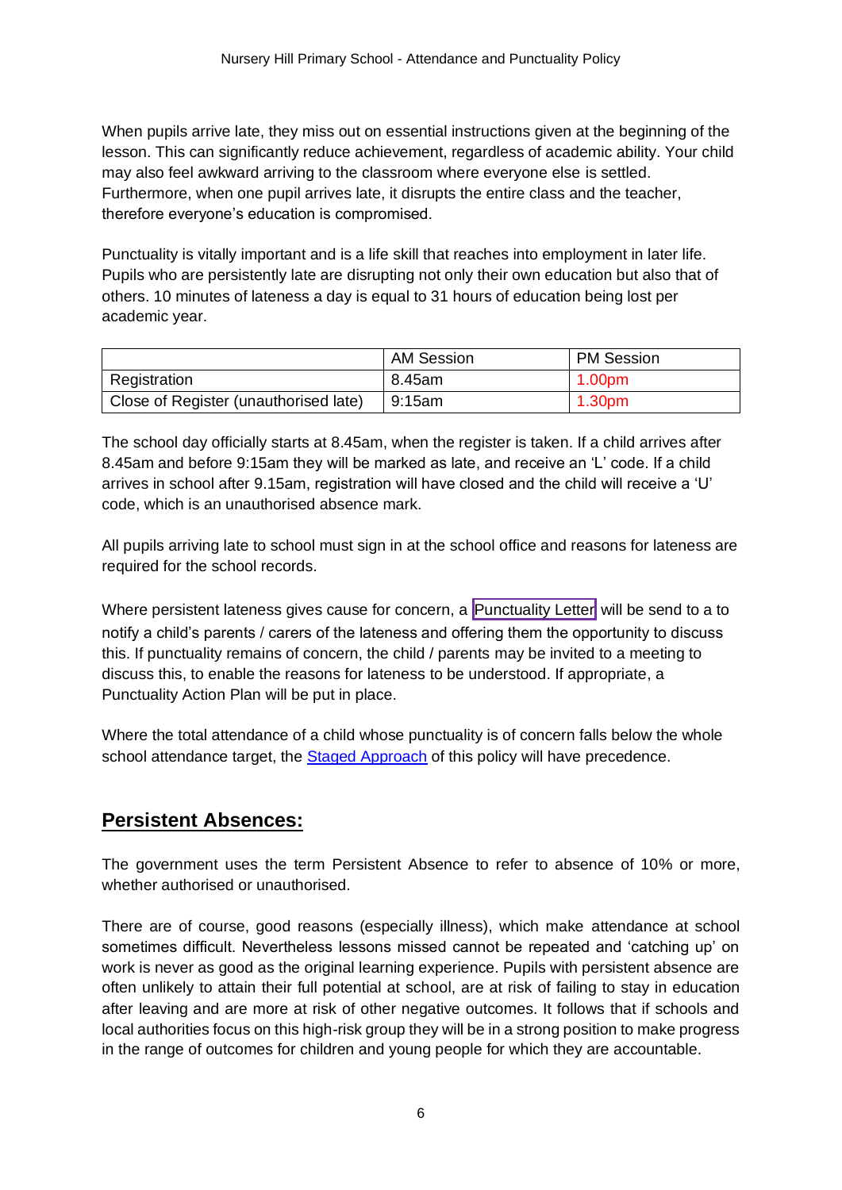When pupils arrive late, they miss out on essential instructions given at the beginning of the lesson. This can significantly reduce achievement, regardless of academic ability. Your child may also feel awkward arriving to the classroom where everyone else is settled. Furthermore, when one pupil arrives late, it disrupts the entire class and the teacher, therefore everyone's education is compromised.

Punctuality is vitally important and is a life skill that reaches into employment in later life. Pupils who are persistently late are disrupting not only their own education but also that of others. 10 minutes of lateness a day is equal to 31 hours of education being lost per academic year.

| | AM Session | PM Session |
|---|---|---|
| Registration | 8.45am | 1.00pm |
| Close of Register (unauthorised late) | 9:15am | 1.30pm |

The school day officially starts at 8.45am, when the register is taken. If a child arrives after 8.45am and before 9:15am they will be marked as late, and receive an 'L' code. If a child arrives in school after 9.15am, registration will have closed and the child will receive a 'U' code, which is an unauthorised absence mark.

All pupils arriving late to school must sign in at the school office and reasons for lateness are required for the school records.

Where persistent lateness gives cause for concern, a Punctuality Letter will be send to a to notify a child's parents / carers of the lateness and offering them the opportunity to discuss this. If punctuality remains of concern, the child / parents may be invited to a meeting to discuss this, to enable the reasons for lateness to be understood. If appropriate, a Punctuality Action Plan will be put in place.

Where the total attendance of a child whose punctuality is of concern falls below the whole school attendance target, the Staged Approach of this policy will have precedence.

## **Persistent Absences:**

The government uses the term Persistent Absence to refer to absence of 10% or more, whether authorised or unauthorised.

There are of course, good reasons (especially illness), which make attendance at school sometimes difficult. Nevertheless lessons missed cannot be repeated and 'catching up' on work is never as good as the original learning experience. Pupils with persistent absence are often unlikely to attain their full potential at school, are at risk of failing to stay in education after leaving and are more at risk of other negative outcomes. It follows that if schools and local authorities focus on this high-risk group they will be in a strong position to make progress in the range of outcomes for children and young people for which they are accountable.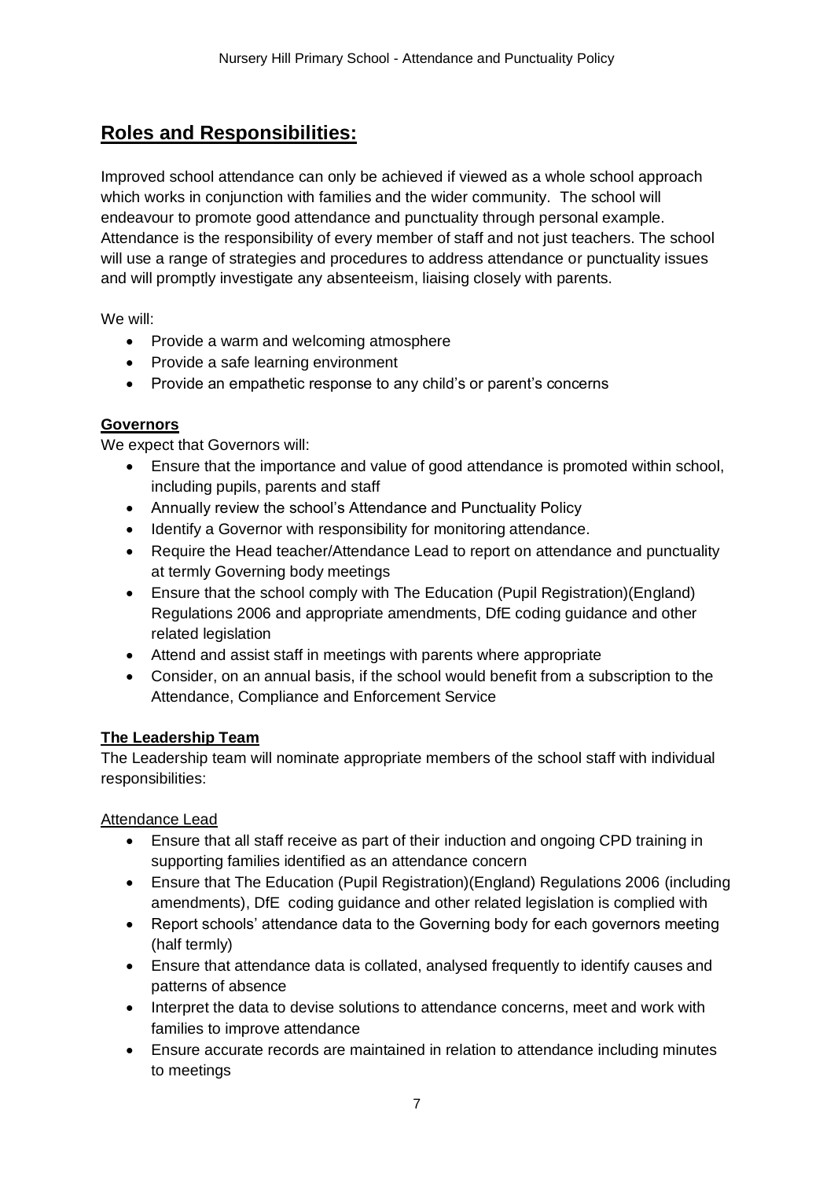## Roles and Responsibilities:

Improved school attendance can only be achieved if viewed as a whole school approach which works in conjunction with families and the wider community. The school will endeavour to promote good attendance and punctuality through personal example. Attendance is the responsibility of every member of staff and not just teachers. The school will use a range of strategies and procedures to address attendance or punctuality issues and will promptly investigate any absenteeism, liaising closely with parents.

We will:

- Provide a warm and welcoming atmosphere
- Provide a safe learning environment
- Provide an empathetic response to any child's or parent's concerns

### Governors

We expect that Governors will:

- Ensure that the importance and value of good attendance is promoted within school, including pupils, parents and staff
- Annually review the school's Attendance and Punctuality Policy
- Identify a Governor with responsibility for monitoring attendance.
- Require the Head teacher/Attendance Lead to report on attendance and punctuality at termly Governing body meetings
- Ensure that the school comply with The Education (Pupil Registration)(England) Regulations 2006 and appropriate amendments, DfE coding guidance and other related legislation
- Attend and assist staff in meetings with parents where appropriate
- Consider, on an annual basis, if the school would benefit from a subscription to the Attendance, Compliance and Enforcement Service

### The Leadership Team

The Leadership team will nominate appropriate members of the school staff with individual responsibilities:

#### Attendance Lead

- Ensure that all staff receive as part of their induction and ongoing CPD training in supporting families identified as an attendance concern
- Ensure that The Education (Pupil Registration)(England) Regulations 2006 (including amendments), DfE coding guidance and other related legislation is complied with
- Report schools' attendance data to the Governing body for each governors meeting (half termly)
- Ensure that attendance data is collated, analysed frequently to identify causes and patterns of absence
- Interpret the data to devise solutions to attendance concerns, meet and work with families to improve attendance
- Ensure accurate records are maintained in relation to attendance including minutes to meetings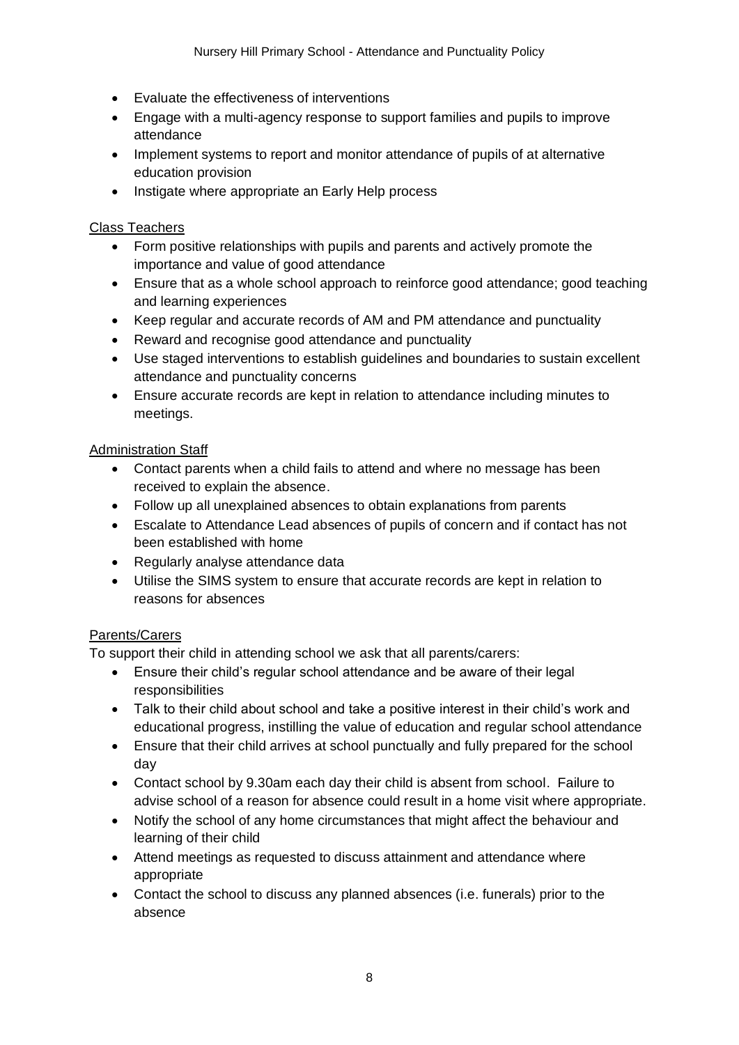- Evaluate the effectiveness of interventions
- Engage with a multi-agency response to support families and pupils to improve attendance
- Implement systems to report and monitor attendance of pupils of at alternative education provision
- Instigate where appropriate an Early Help process

Class Teachers

- Form positive relationships with pupils and parents and actively promote the importance and value of good attendance
- Ensure that as a whole school approach to reinforce good attendance; good teaching and learning experiences
- Keep regular and accurate records of AM and PM attendance and punctuality
- Reward and recognise good attendance and punctuality
- Use staged interventions to establish guidelines and boundaries to sustain excellent attendance and punctuality concerns
- Ensure accurate records are kept in relation to attendance including minutes to meetings.

Administration Staff

- Contact parents when a child fails to attend and where no message has been received to explain the absence.
- Follow up all unexplained absences to obtain explanations from parents
- Escalate to Attendance Lead absences of pupils of concern and if contact has not been established with home
- Regularly analyse attendance data
- Utilise the SIMS system to ensure that accurate records are kept in relation to reasons for absences

Parents/Carers

To support their child in attending school we ask that all parents/carers:

- Ensure their child's regular school attendance and be aware of their legal responsibilities
- Talk to their child about school and take a positive interest in their child's work and educational progress, instilling the value of education and regular school attendance
- Ensure that their child arrives at school punctually and fully prepared for the school day
- Contact school by 9.30am each day their child is absent from school. Failure to advise school of a reason for absence could result in a home visit where appropriate.
- Notify the school of any home circumstances that might affect the behaviour and learning of their child
- Attend meetings as requested to discuss attainment and attendance where appropriate
- Contact the school to discuss any planned absences (i.e. funerals) prior to the absence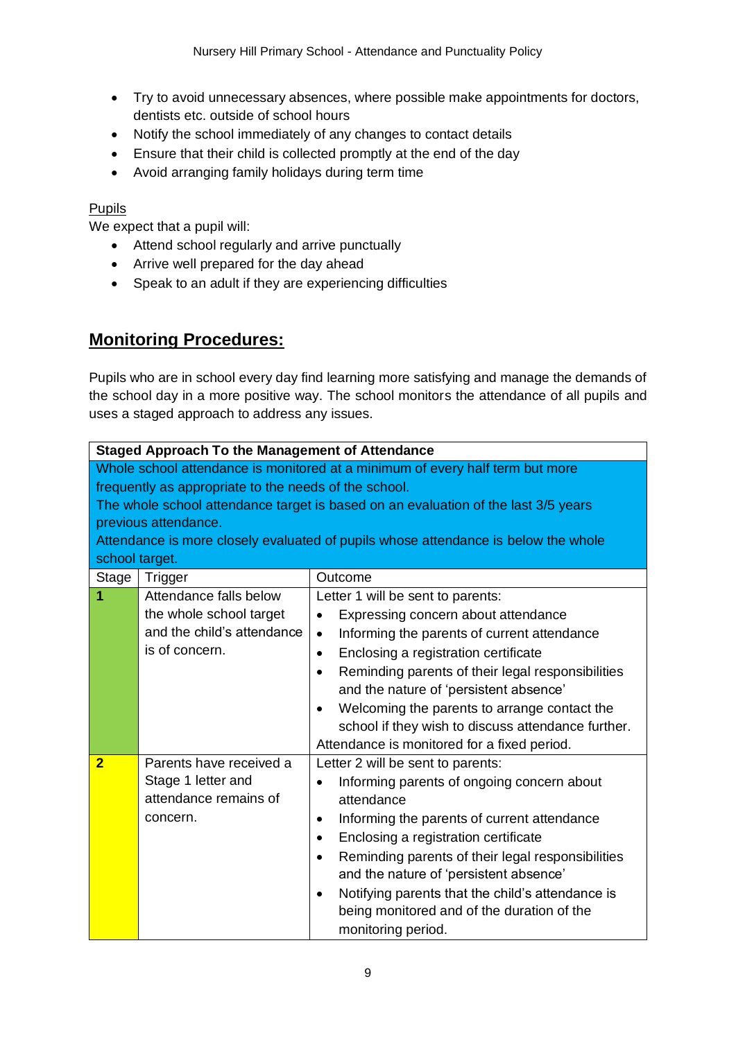- Try to avoid unnecessary absences, where possible make appointments for doctors, dentists etc. outside of school hours
- Notify the school immediately of any changes to contact details
- Ensure that their child is collected promptly at the end of the day
- Avoid arranging family holidays during term time

Pupils

We expect that a pupil will:

- Attend school regularly and arrive punctually
- Arrive well prepared for the day ahead
- Speak to an adult if they are experiencing difficulties

## Monitoring Procedures:

Pupils who are in school every day find learning more satisfying and manage the demands of the school day in a more positive way. The school monitors the attendance of all pupils and uses a staged approach to address any issues.

| **Staged Approach To the Management of Attendance** | | |
|---|---|---|
| Whole school attendance is monitored at a minimum of every half term but more frequently as appropriate to the needs of the school.<br>The whole school attendance target is based on an evaluation of the last 3/5 years previous attendance.<br>Attendance is more closely evaluated of pupils whose attendance is below the whole school target. | | |
| Stage | Trigger | Outcome |
| **1** | Attendance falls below the whole school target and the child's attendance is of concern. | Letter 1 will be sent to parents:<br>• Expressing concern about attendance<br>• Informing the parents of current attendance<br>• Enclosing a registration certificate<br>• Reminding parents of their legal responsibilities and the nature of 'persistent absence'<br>• Welcoming the parents to arrange contact the school if they wish to discuss attendance further.<br>Attendance is monitored for a fixed period. |
| **2** | Parents have received a Stage 1 letter and attendance remains of concern. | Letter 2 will be sent to parents:<br>• Informing parents of ongoing concern about attendance<br>• Informing the parents of current attendance<br>• Enclosing a registration certificate<br>• Reminding parents of their legal responsibilities and the nature of 'persistent absence'<br>• Notifying parents that the child's attendance is being monitored and of the duration of the monitoring period. |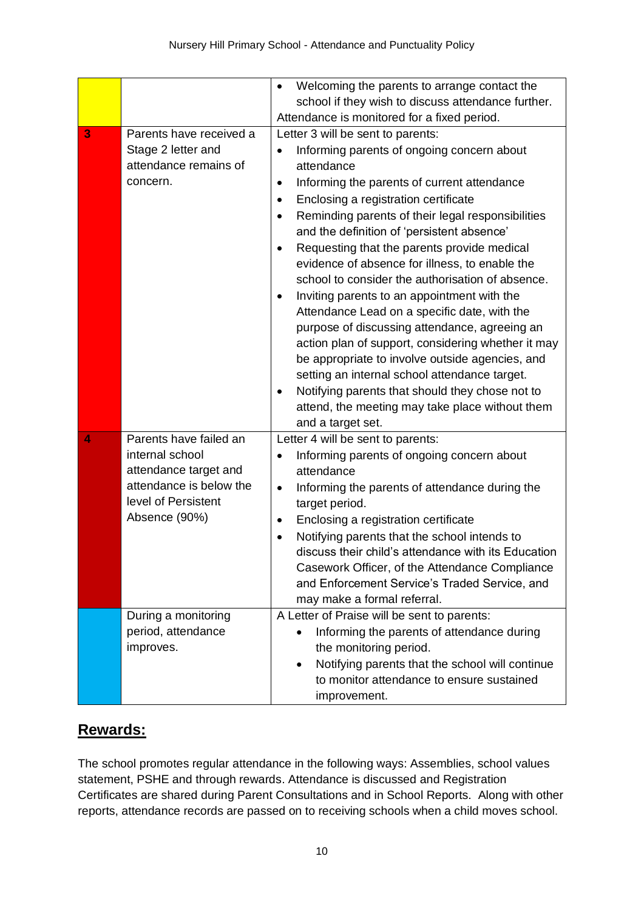| | | |
|---|---|---|
| | | <ul><li>Welcoming the parents to arrange contact the school if they wish to discuss attendance further.</li></ul>Attendance is monitored for a fixed period. |
| 3 | Parents have received a Stage 2 letter and attendance remains of concern. | Letter 3 will be sent to parents:<ul><li>Informing parents of ongoing concern about attendance</li><li>Informing the parents of current attendance</li><li>Enclosing a registration certificate</li><li>Reminding parents of their legal responsibilities and the definition of 'persistent absence'</li><li>Requesting that the parents provide medical evidence of absence for illness, to enable the school to consider the authorisation of absence.</li><li>Inviting parents to an appointment with the Attendance Lead on a specific date, with the purpose of discussing attendance, agreeing an action plan of support, considering whether it may be appropriate to involve outside agencies, and setting an internal school attendance target.</li><li>Notifying parents that should they chose not to attend, the meeting may take place without them and a target set.</li></ul> |
| 4 | Parents have failed an internal school attendance target and attendance is below the level of Persistent Absence (90%) | Letter 4 will be sent to parents:<ul><li>Informing parents of ongoing concern about attendance</li><li>Informing the parents of attendance during the target period.</li><li>Enclosing a registration certificate</li><li>Notifying parents that the school intends to discuss their child's attendance with its Education Casework Officer, of the Attendance Compliance and Enforcement Service's Traded Service, and may make a formal referral.</li></ul> |
| | During a monitoring period, attendance improves. | A Letter of Praise will be sent to parents:<ul><li>Informing the parents of attendance during the monitoring period.</li><li>Notifying parents that the school will continue to monitor attendance to ensure sustained improvement.</li></ul> |

## Rewards:

The school promotes regular attendance in the following ways: Assemblies, school values statement, PSHE and through rewards. Attendance is discussed and Registration Certificates are shared during Parent Consultations and in School Reports. Along with other reports, attendance records are passed on to receiving schools when a child moves school.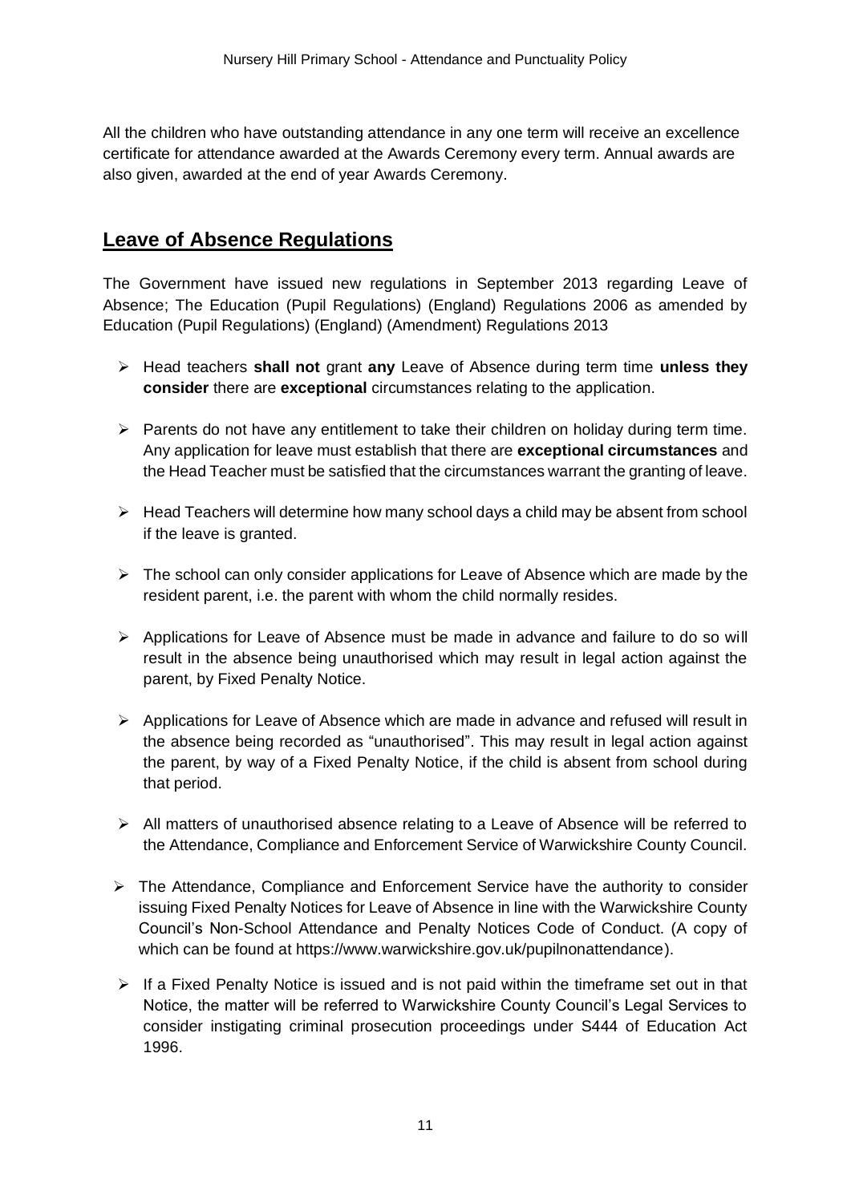All the children who have outstanding attendance in any one term will receive an excellence certificate for attendance awarded at the Awards Ceremony every term. Annual awards are also given, awarded at the end of year Awards Ceremony.

## Leave of Absence Regulations

The Government have issued new regulations in September 2013 regarding Leave of Absence; The Education (Pupil Regulations) (England) Regulations 2006 as amended by Education (Pupil Regulations) (England) (Amendment) Regulations 2013

- Head teachers **shall not** grant **any** Leave of Absence during term time **unless they consider** there are **exceptional** circumstances relating to the application.
- Parents do not have any entitlement to take their children on holiday during term time. Any application for leave must establish that there are **exceptional circumstances** and the Head Teacher must be satisfied that the circumstances warrant the granting of leave.
- Head Teachers will determine how many school days a child may be absent from school if the leave is granted.
- The school can only consider applications for Leave of Absence which are made by the resident parent, i.e. the parent with whom the child normally resides.
- Applications for Leave of Absence must be made in advance and failure to do so will result in the absence being unauthorised which may result in legal action against the parent, by Fixed Penalty Notice.
- Applications for Leave of Absence which are made in advance and refused will result in the absence being recorded as "unauthorised". This may result in legal action against the parent, by way of a Fixed Penalty Notice, if the child is absent from school during that period.
- All matters of unauthorised absence relating to a Leave of Absence will be referred to the Attendance, Compliance and Enforcement Service of Warwickshire County Council.
- The Attendance, Compliance and Enforcement Service have the authority to consider issuing Fixed Penalty Notices for Leave of Absence in line with the Warwickshire County Council's Non-School Attendance and Penalty Notices Code of Conduct. (A copy of which can be found at https://www.warwickshire.gov.uk/pupilnonattendance).
- If a Fixed Penalty Notice is issued and is not paid within the timeframe set out in that Notice, the matter will be referred to Warwickshire County Council's Legal Services to consider instigating criminal prosecution proceedings under S444 of Education Act 1996.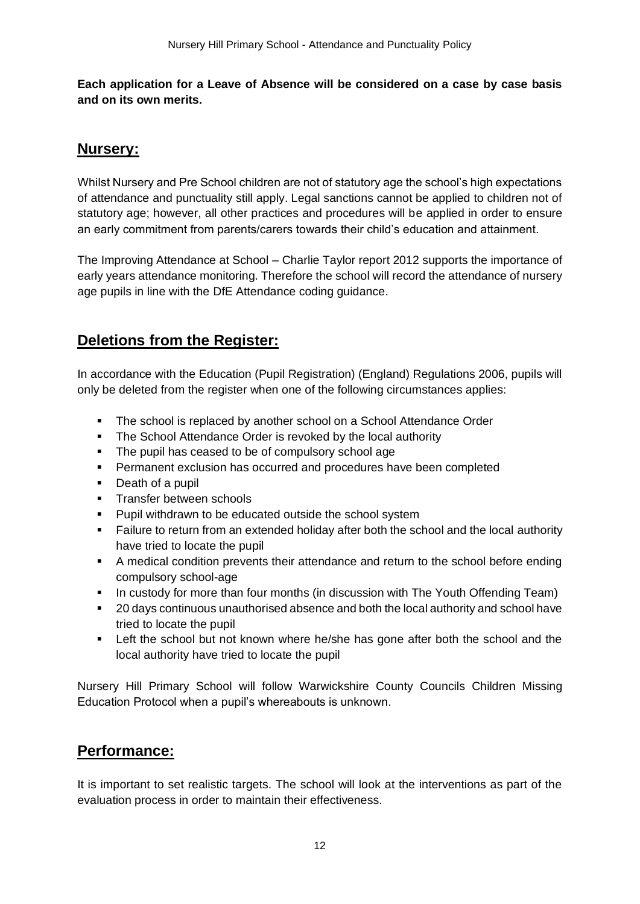**Each application for a Leave of Absence will be considered on a case by case basis and on its own merits.**

## Nursery:

Whilst Nursery and Pre School children are not of statutory age the school's high expectations of attendance and punctuality still apply. Legal sanctions cannot be applied to children not of statutory age; however, all other practices and procedures will be applied in order to ensure an early commitment from parents/carers towards their child's education and attainment.

The Improving Attendance at School – Charlie Taylor report 2012 supports the importance of early years attendance monitoring. Therefore the school will record the attendance of nursery age pupils in line with the DfE Attendance coding guidance.

## Deletions from the Register:

In accordance with the Education (Pupil Registration) (England) Regulations 2006, pupils will only be deleted from the register when one of the following circumstances applies:

- The school is replaced by another school on a School Attendance Order
- The School Attendance Order is revoked by the local authority
- The pupil has ceased to be of compulsory school age
- Permanent exclusion has occurred and procedures have been completed
- Death of a pupil
- Transfer between schools
- Pupil withdrawn to be educated outside the school system
- Failure to return from an extended holiday after both the school and the local authority have tried to locate the pupil
- A medical condition prevents their attendance and return to the school before ending compulsory school-age
- In custody for more than four months (in discussion with The Youth Offending Team)
- 20 days continuous unauthorised absence and both the local authority and school have tried to locate the pupil
- Left the school but not known where he/she has gone after both the school and the local authority have tried to locate the pupil

Nursery Hill Primary School will follow Warwickshire County Councils Children Missing Education Protocol when a pupil's whereabouts is unknown.

## Performance:

It is important to set realistic targets. The school will look at the interventions as part of the evaluation process in order to maintain their effectiveness.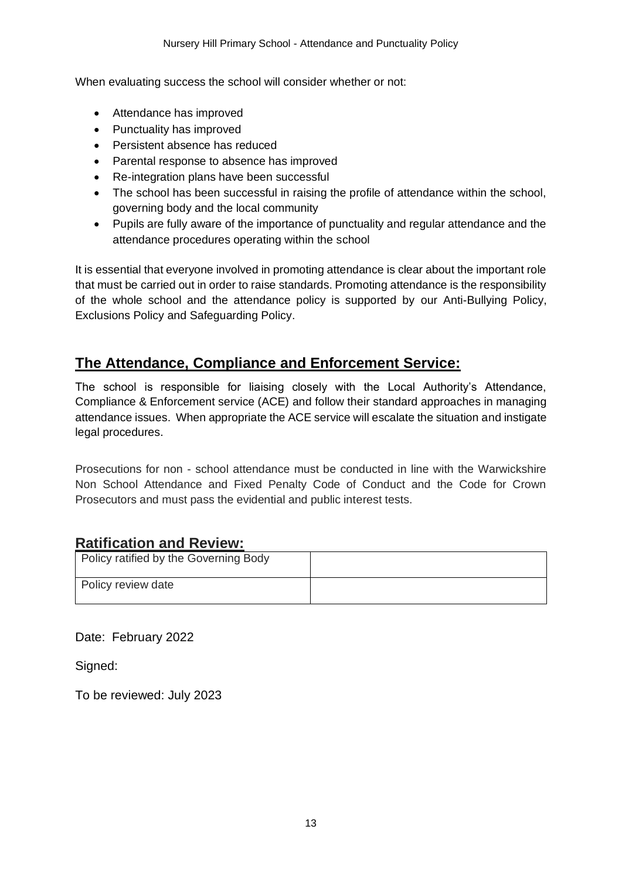When evaluating success the school will consider whether or not:

- Attendance has improved
- Punctuality has improved
- Persistent absence has reduced
- Parental response to absence has improved
- Re-integration plans have been successful
- The school has been successful in raising the profile of attendance within the school, governing body and the local community
- Pupils are fully aware of the importance of punctuality and regular attendance and the attendance procedures operating within the school

It is essential that everyone involved in promoting attendance is clear about the important role that must be carried out in order to raise standards. Promoting attendance is the responsibility of the whole school and the attendance policy is supported by our Anti-Bullying Policy, Exclusions Policy and Safeguarding Policy.

## The Attendance, Compliance and Enforcement Service:

The school is responsible for liaising closely with the Local Authority's Attendance, Compliance & Enforcement service (ACE) and follow their standard approaches in managing attendance issues. When appropriate the ACE service will escalate the situation and instigate legal procedures.

Prosecutions for non - school attendance must be conducted in line with the Warwickshire Non School Attendance and Fixed Penalty Code of Conduct and the Code for Crown Prosecutors and must pass the evidential and public interest tests.

## Ratification and Review:

| | |
|---|---|
| Policy ratified by the Governing Body | |
| Policy review date | |

Date: February 2022

Signed:

To be reviewed: July 2023